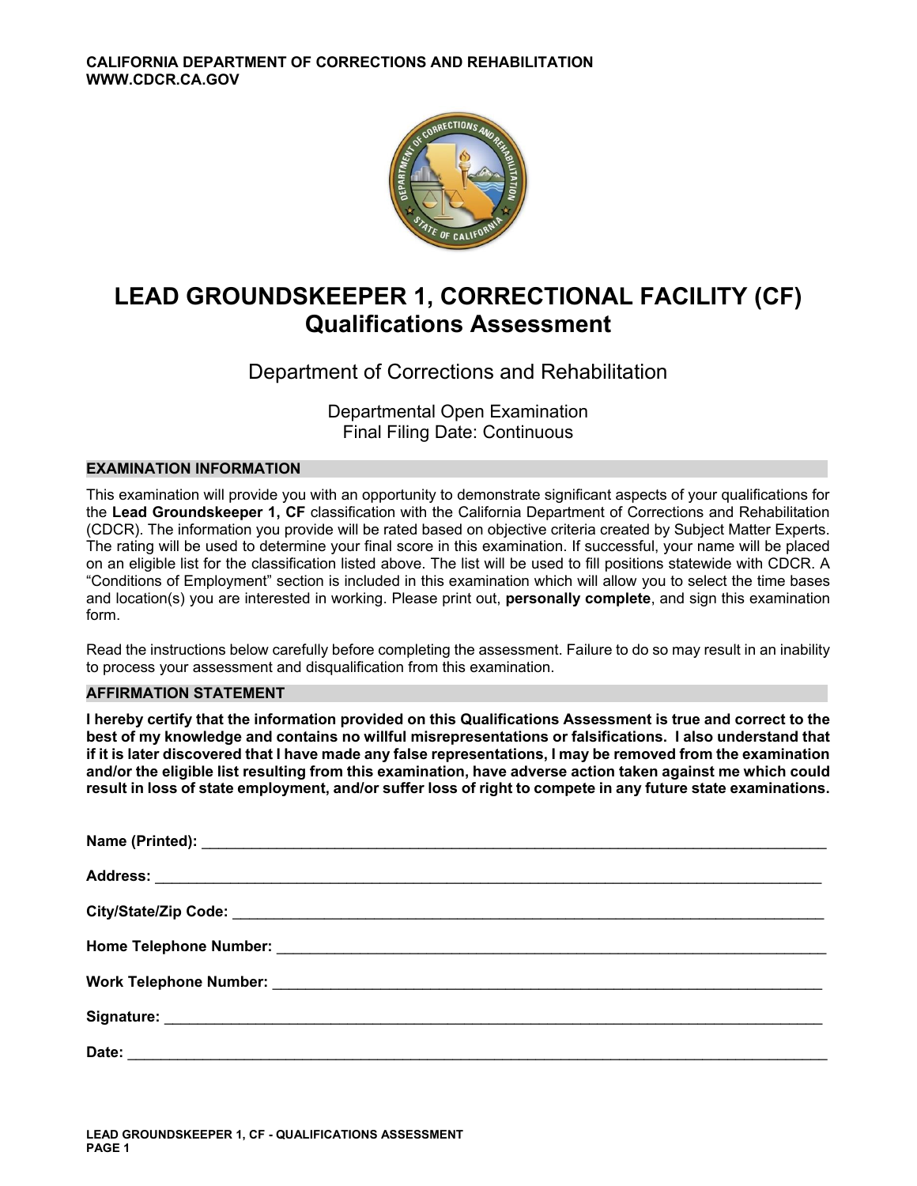CALIFORNIA DEPARTMENT OF CORRECTIONS AND REHABILITATION
WWW.CDCR.CA.GOV

# LEAD GROUNDSKEEPER 1, CORRECTIONAL FACILITY (CF) Qualifications Assessment

Department of Corrections and Rehabilitation

Departmental Open Examination
Final Filing Date: Continuous

## EXAMINATION INFORMATION

This examination will provide you with an opportunity to demonstrate significant aspects of your qualifications for the **Lead Groundskeeper 1, CF** classification with the California Department of Corrections and Rehabilitation (CDCR). The information you provide will be rated based on objective criteria created by Subject Matter Experts. The rating will be used to determine your final score in this examination. If successful, your name will be placed on an eligible list for the classification listed above. The list will be used to fill positions statewide with CDCR. A "Conditions of Employment" section is included in this examination which will allow you to select the time bases and location(s) you are interested in working. Please print out, **personally complete**, and sign this examination form.

Read the instructions below carefully before completing the assessment. Failure to do so may result in an inability to process your assessment and disqualification from this examination.

## AFFIRMATION STATEMENT

**I hereby certify that the information provided on this Qualifications Assessment is true and correct to the best of my knowledge and contains no willful misrepresentations or falsifications. I also understand that if it is later discovered that I have made any false representations, I may be removed from the examination and/or the eligible list resulting from this examination, have adverse action taken against me which could result in loss of state employment, and/or suffer loss of right to compete in any future state examinations.**

**Name (Printed):** ______________________________

**Address:** ______________________________

**City/State/Zip Code:** ______________________________

**Home Telephone Number:** ______________________________

**Work Telephone Number:** ______________________________

**Signature:** ______________________________

**Date:** ______________________________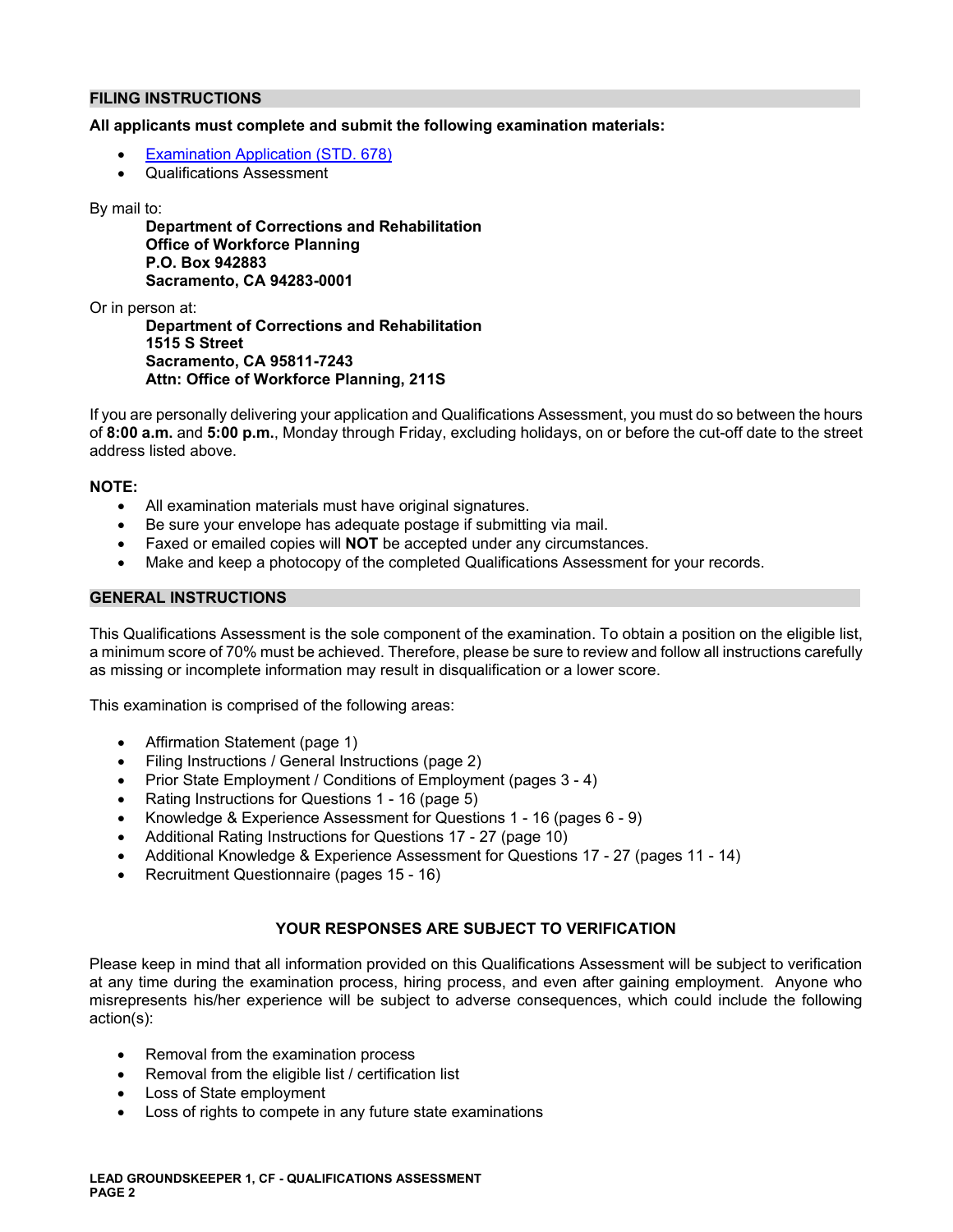## FILING INSTRUCTIONS

**All applicants must complete and submit the following examination materials:**

- [Examination Application (STD. 678)]()
- Qualifications Assessment

By mail to:

> **Department of Corrections and Rehabilitation**
> **Office of Workforce Planning**
> **P.O. Box 942883**
> **Sacramento, CA 94283-0001**

Or in person at:

> **Department of Corrections and Rehabilitation**
> **1515 S Street**
> **Sacramento, CA 95811-7243**
> **Attn: Office of Workforce Planning, 211S**

If you are personally delivering your application and Qualifications Assessment, you must do so between the hours of **8:00 a.m.** and **5:00 p.m.**, Monday through Friday, excluding holidays, on or before the cut-off date to the street address listed above.

**NOTE:**

- All examination materials must have original signatures.
- Be sure your envelope has adequate postage if submitting via mail.
- Faxed or emailed copies will **NOT** be accepted under any circumstances.
- Make and keep a photocopy of the completed Qualifications Assessment for your records.

## GENERAL INSTRUCTIONS

This Qualifications Assessment is the sole component of the examination. To obtain a position on the eligible list, a minimum score of 70% must be achieved. Therefore, please be sure to review and follow all instructions carefully as missing or incomplete information may result in disqualification or a lower score.

This examination is comprised of the following areas:

- Affirmation Statement (page 1)
- Filing Instructions / General Instructions (page 2)
- Prior State Employment / Conditions of Employment (pages 3 - 4)
- Rating Instructions for Questions 1 - 16 (page 5)
- Knowledge & Experience Assessment for Questions 1 - 16 (pages 6 - 9)
- Additional Rating Instructions for Questions 17 - 27 (page 10)
- Additional Knowledge & Experience Assessment for Questions 17 - 27 (pages 11 - 14)
- Recruitment Questionnaire (pages 15 - 16)

**YOUR RESPONSES ARE SUBJECT TO VERIFICATION**

Please keep in mind that all information provided on this Qualifications Assessment will be subject to verification at any time during the examination process, hiring process, and even after gaining employment. Anyone who misrepresents his/her experience will be subject to adverse consequences, which could include the following action(s):

- Removal from the examination process
- Removal from the eligible list / certification list
- Loss of State employment
- Loss of rights to compete in any future state examinations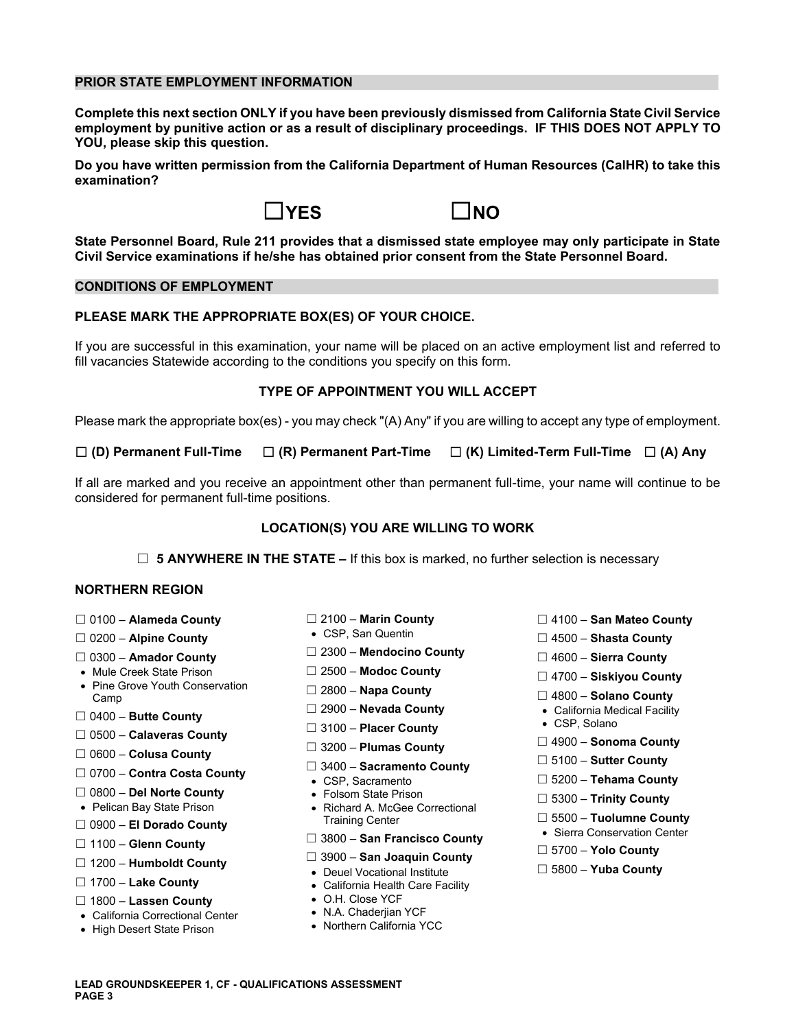## PRIOR STATE EMPLOYMENT INFORMATION

**Complete this next section ONLY if you have been previously dismissed from California State Civil Service employment by punitive action or as a result of disciplinary proceedings. IF THIS DOES NOT APPLY TO YOU, please skip this question.**

**Do you have written permission from the California Department of Human Resources (CalHR) to take this examination?**

☐ **YES** ☐ **NO**

**State Personnel Board, Rule 211 provides that a dismissed state employee may only participate in State Civil Service examinations if he/she has obtained prior consent from the State Personnel Board.**

## CONDITIONS OF EMPLOYMENT

**PLEASE MARK THE APPROPRIATE BOX(ES) OF YOUR CHOICE.**

If you are successful in this examination, your name will be placed on an active employment list and referred to fill vacancies Statewide according to the conditions you specify on this form.

### TYPE OF APPOINTMENT YOU WILL ACCEPT

Please mark the appropriate box(es) - you may check "(A) Any" if you are willing to accept any type of employment.

☐ **(D) Permanent Full-Time** ☐ **(R) Permanent Part-Time** ☐ **(K) Limited-Term Full-Time** ☐ **(A) Any**

If all are marked and you receive an appointment other than permanent full-time, your name will continue to be considered for permanent full-time positions.

### LOCATION(S) YOU ARE WILLING TO WORK

☐ **5 ANYWHERE IN THE STATE –** If this box is marked, no further selection is necessary

### NORTHERN REGION

- ☐ 0100 – **Alameda County**
- ☐ 0200 – **Alpine County**
- ☐ 0300 – **Amador County**
  - Mule Creek State Prison
  - Pine Grove Youth Conservation Camp
- ☐ 0400 – **Butte County**
- ☐ 0500 – **Calaveras County**
- ☐ 0600 – **Colusa County**
- ☐ 0700 – **Contra Costa County**
- ☐ 0800 – **Del Norte County**
  - Pelican Bay State Prison
- ☐ 0900 – **El Dorado County**
- ☐ 1100 – **Glenn County**
- ☐ 1200 – **Humboldt County**
- ☐ 1700 – **Lake County**
- ☐ 1800 – **Lassen County**
  - California Correctional Center
  - High Desert State Prison
- ☐ 2100 – **Marin County**
  - CSP, San Quentin
- ☐ 2300 – **Mendocino County**
- ☐ 2500 – **Modoc County**
- ☐ 2800 – **Napa County**
- ☐ 2900 – **Nevada County**
- ☐ 3100 – **Placer County**
- ☐ 3200 – **Plumas County**
- ☐ 3400 – **Sacramento County**
  - CSP, Sacramento
  - Folsom State Prison
  - Richard A. McGee Correctional Training Center
- ☐ 3800 – **San Francisco County**
- ☐ 3900 – **San Joaquin County**
  - Deuel Vocational Institute
  - California Health Care Facility
  - O.H. Close YCF
  - N.A. Chaderjian YCF
  - Northern California YCC
- ☐ 4100 – **San Mateo County**
- ☐ 4500 – **Shasta County**
- ☐ 4600 – **Sierra County**
- ☐ 4700 – **Siskiyou County**
- ☐ 4800 – **Solano County**
  - California Medical Facility
  - CSP, Solano
- ☐ 4900 – **Sonoma County**
- ☐ 5100 – **Sutter County**
- ☐ 5200 – **Tehama County**
- ☐ 5300 – **Trinity County**
- ☐ 5500 – **Tuolumne County**
  - Sierra Conservation Center
- ☐ 5700 – **Yolo County**
- ☐ 5800 – **Yuba County**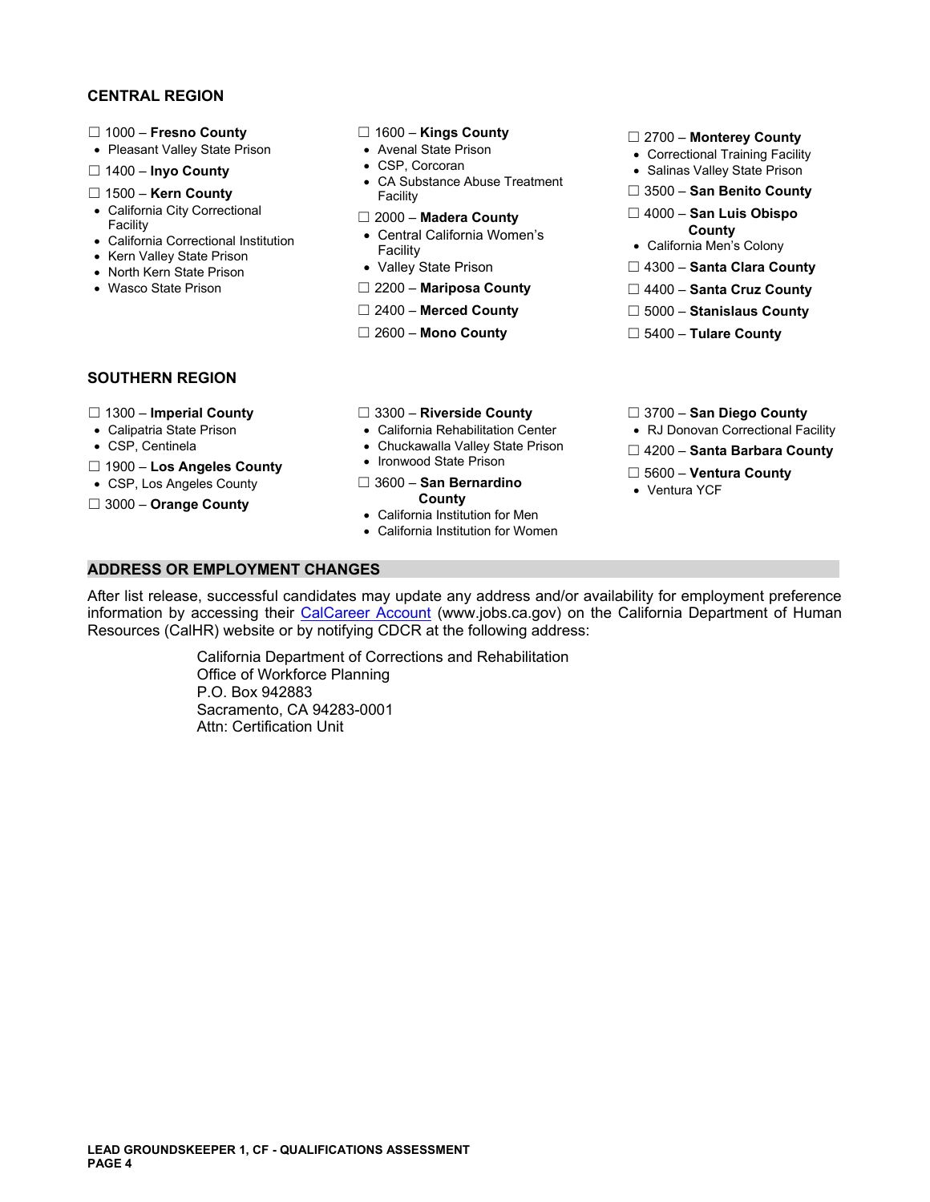### CENTRAL REGION

☐ 1000 – **Fresno County**
- Pleasant Valley State Prison

☐ 1400 – **Inyo County**

☐ 1500 – **Kern County**
- California City Correctional Facility
- California Correctional Institution
- Kern Valley State Prison
- North Kern State Prison
- Wasco State Prison

☐ 1600 – **Kings County**
- Avenal State Prison
- CSP, Corcoran
- CA Substance Abuse Treatment Facility

☐ 2000 – **Madera County**
- Central California Women's Facility
- Valley State Prison

☐ 2200 – **Mariposa County**

☐ 2400 – **Merced County**

☐ 2600 – **Mono County**

☐ 2700 – **Monterey County**
- Correctional Training Facility
- Salinas Valley State Prison

☐ 3500 – **San Benito County**

☐ 4000 – **San Luis Obispo County**
- California Men's Colony

☐ 4300 – **Santa Clara County**

☐ 4400 – **Santa Cruz County**

☐ 5000 – **Stanislaus County**

☐ 5400 – **Tulare County**

### SOUTHERN REGION

☐ 1300 – **Imperial County**
- Calipatria State Prison
- CSP, Centinela

☐ 1900 – **Los Angeles County**
- CSP, Los Angeles County

☐ 3000 – **Orange County**

☐ 3300 – **Riverside County**
- California Rehabilitation Center
- Chuckawalla Valley State Prison
- Ironwood State Prison

☐ 3600 – **San Bernardino County**
- California Institution for Men
- California Institution for Women

☐ 3700 – **San Diego County**
- RJ Donovan Correctional Facility

☐ 4200 – **Santa Barbara County**

☐ 5600 – **Ventura County**
- Ventura YCF

### ADDRESS OR EMPLOYMENT CHANGES

After list release, successful candidates may update any address and/or availability for employment preference information by accessing their CalCareer Account (www.jobs.ca.gov) on the California Department of Human Resources (CalHR) website or by notifying CDCR at the following address:

California Department of Corrections and Rehabilitation
Office of Workforce Planning
P.O. Box 942883
Sacramento, CA 94283-0001
Attn: Certification Unit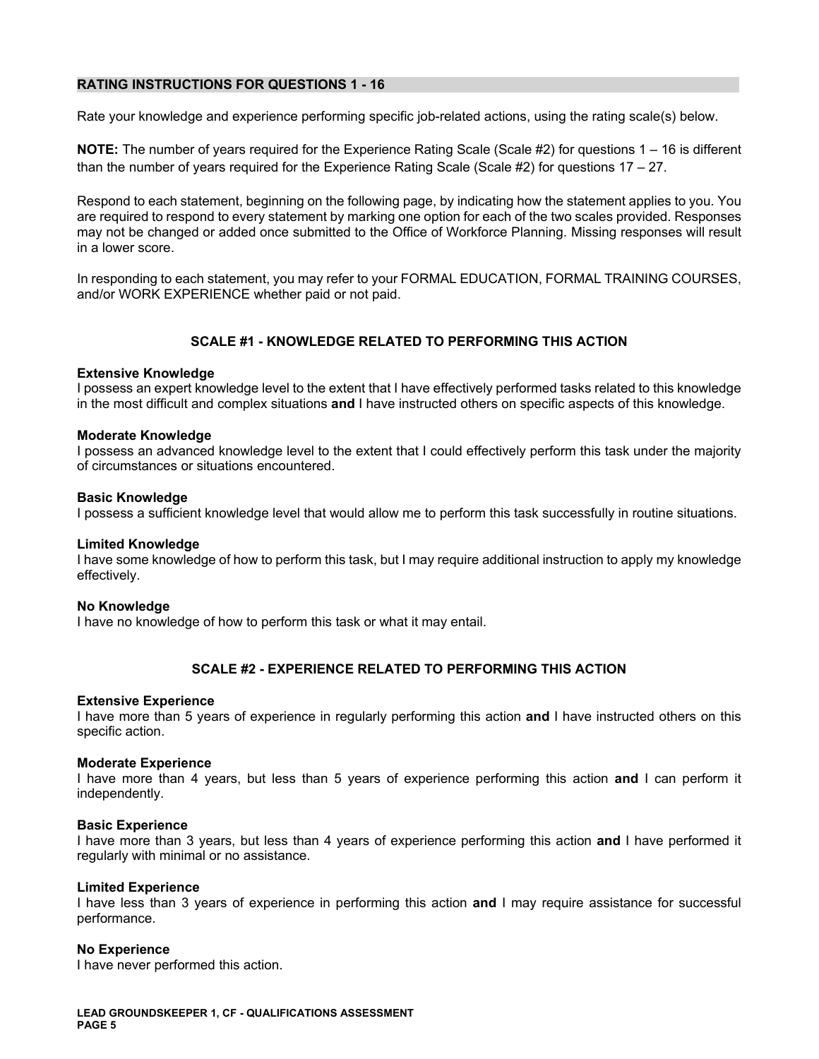## RATING INSTRUCTIONS FOR QUESTIONS 1 - 16

Rate your knowledge and experience performing specific job-related actions, using the rating scale(s) below.

**NOTE:** The number of years required for the Experience Rating Scale (Scale #2) for questions 1 – 16 is different than the number of years required for the Experience Rating Scale (Scale #2) for questions 17 – 27.

Respond to each statement, beginning on the following page, by indicating how the statement applies to you. You are required to respond to every statement by marking one option for each of the two scales provided. Responses may not be changed or added once submitted to the Office of Workforce Planning. Missing responses will result in a lower score.

In responding to each statement, you may refer to your FORMAL EDUCATION, FORMAL TRAINING COURSES, and/or WORK EXPERIENCE whether paid or not paid.

### SCALE #1 - KNOWLEDGE RELATED TO PERFORMING THIS ACTION

**Extensive Knowledge**
I possess an expert knowledge level to the extent that I have effectively performed tasks related to this knowledge in the most difficult and complex situations **and** I have instructed others on specific aspects of this knowledge.

**Moderate Knowledge**
I possess an advanced knowledge level to the extent that I could effectively perform this task under the majority of circumstances or situations encountered.

**Basic Knowledge**
I possess a sufficient knowledge level that would allow me to perform this task successfully in routine situations.

**Limited Knowledge**
I have some knowledge of how to perform this task, but I may require additional instruction to apply my knowledge effectively.

**No Knowledge**
I have no knowledge of how to perform this task or what it may entail.

### SCALE #2 - EXPERIENCE RELATED TO PERFORMING THIS ACTION

**Extensive Experience**
I have more than 5 years of experience in regularly performing this action **and** I have instructed others on this specific action.

**Moderate Experience**
I have more than 4 years, but less than 5 years of experience performing this action **and** I can perform it independently.

**Basic Experience**
I have more than 3 years, but less than 4 years of experience performing this action **and** I have performed it regularly with minimal or no assistance.

**Limited Experience**
I have less than 3 years of experience in performing this action **and** I may require assistance for successful performance.

**No Experience**
I have never performed this action.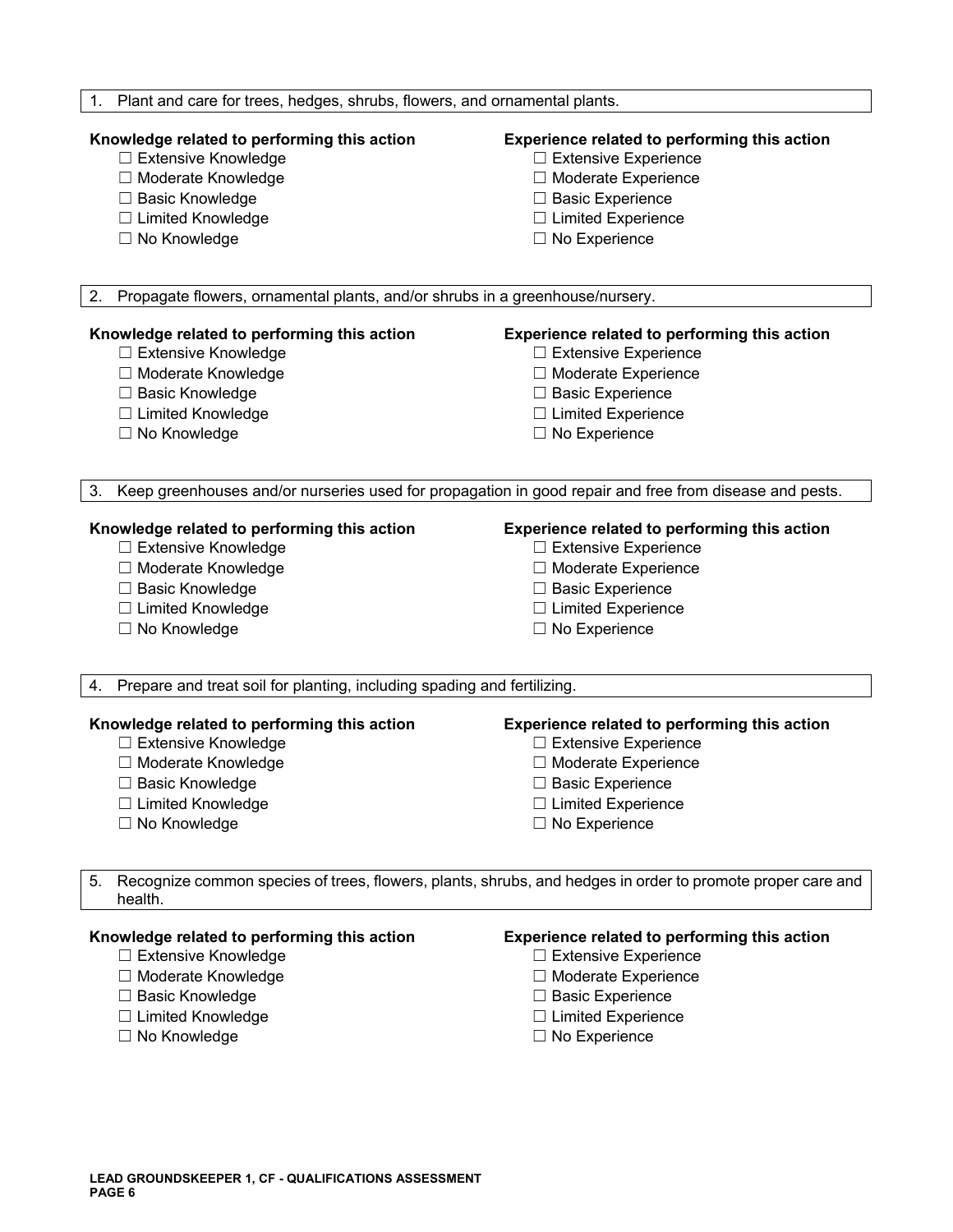1. Plant and care for trees, hedges, shrubs, flowers, and ornamental plants.

**Knowledge related to performing this action**

- ☐ Extensive Knowledge
- ☐ Moderate Knowledge
- ☐ Basic Knowledge
- ☐ Limited Knowledge
- ☐ No Knowledge

**Experience related to performing this action**

- ☐ Extensive Experience
- ☐ Moderate Experience
- ☐ Basic Experience
- ☐ Limited Experience
- ☐ No Experience

2. Propagate flowers, ornamental plants, and/or shrubs in a greenhouse/nursery.

**Knowledge related to performing this action**

- ☐ Extensive Knowledge
- ☐ Moderate Knowledge
- ☐ Basic Knowledge
- ☐ Limited Knowledge
- ☐ No Knowledge

**Experience related to performing this action**

- ☐ Extensive Experience
- ☐ Moderate Experience
- ☐ Basic Experience
- ☐ Limited Experience
- ☐ No Experience

3. Keep greenhouses and/or nurseries used for propagation in good repair and free from disease and pests.

**Knowledge related to performing this action**

- ☐ Extensive Knowledge
- ☐ Moderate Knowledge
- ☐ Basic Knowledge
- ☐ Limited Knowledge
- ☐ No Knowledge

**Experience related to performing this action**

- ☐ Extensive Experience
- ☐ Moderate Experience
- ☐ Basic Experience
- ☐ Limited Experience
- ☐ No Experience

4. Prepare and treat soil for planting, including spading and fertilizing.

**Knowledge related to performing this action**

- ☐ Extensive Knowledge
- ☐ Moderate Knowledge
- ☐ Basic Knowledge
- ☐ Limited Knowledge
- ☐ No Knowledge

**Experience related to performing this action**

- ☐ Extensive Experience
- ☐ Moderate Experience
- ☐ Basic Experience
- ☐ Limited Experience
- ☐ No Experience

5. Recognize common species of trees, flowers, plants, shrubs, and hedges in order to promote proper care and health.

**Knowledge related to performing this action**

- ☐ Extensive Knowledge
- ☐ Moderate Knowledge
- ☐ Basic Knowledge
- ☐ Limited Knowledge
- ☐ No Knowledge

**Experience related to performing this action**

- ☐ Extensive Experience
- ☐ Moderate Experience
- ☐ Basic Experience
- ☐ Limited Experience
- ☐ No Experience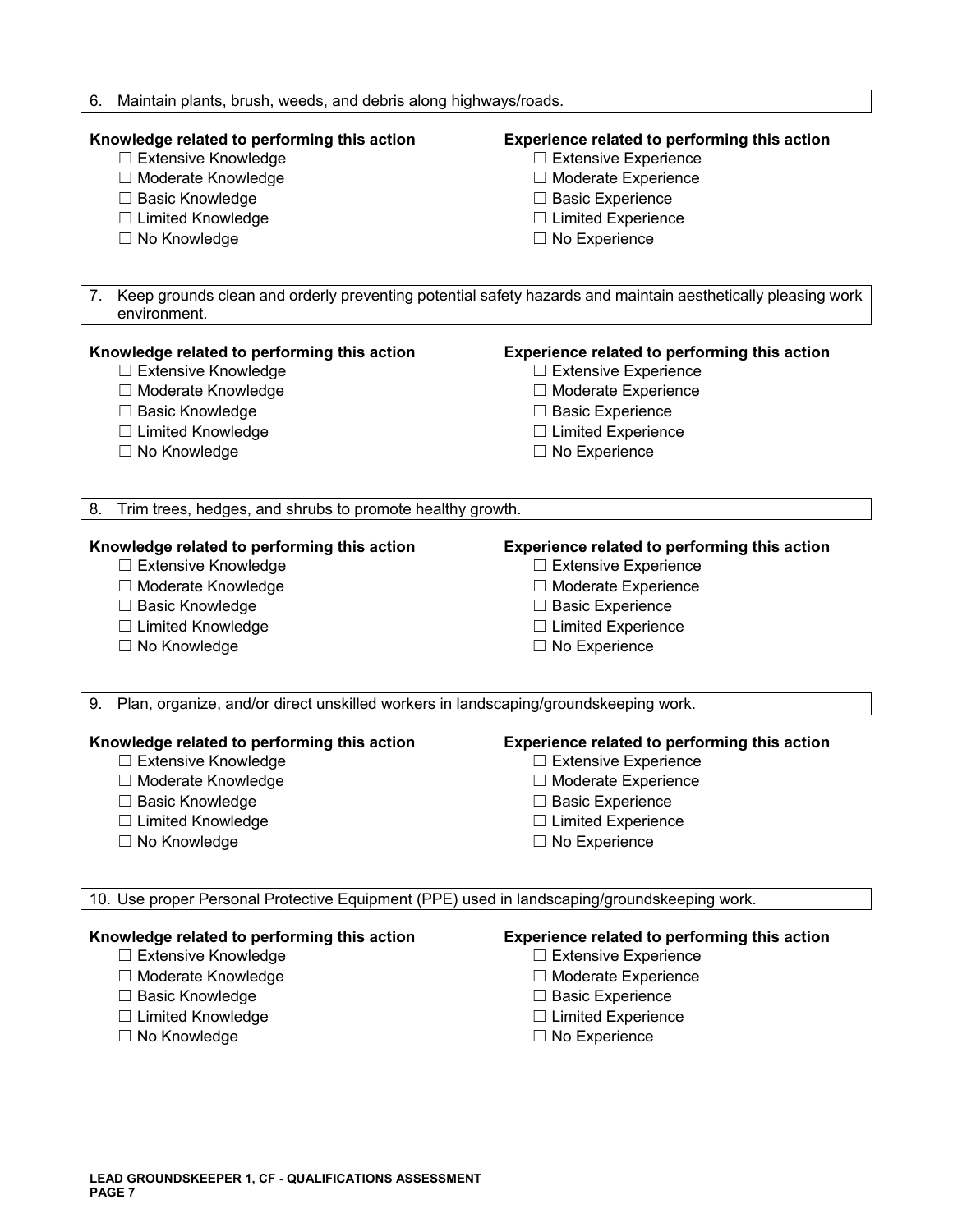6. Maintain plants, brush, weeds, and debris along highways/roads.

**Knowledge related to performing this action**

- ☐ Extensive Knowledge
- ☐ Moderate Knowledge
- ☐ Basic Knowledge
- ☐ Limited Knowledge
- ☐ No Knowledge

**Experience related to performing this action**

- ☐ Extensive Experience
- ☐ Moderate Experience
- ☐ Basic Experience
- ☐ Limited Experience
- ☐ No Experience

7. Keep grounds clean and orderly preventing potential safety hazards and maintain aesthetically pleasing work environment.

**Knowledge related to performing this action**

- ☐ Extensive Knowledge
- ☐ Moderate Knowledge
- ☐ Basic Knowledge
- ☐ Limited Knowledge
- ☐ No Knowledge

**Experience related to performing this action**

- ☐ Extensive Experience
- ☐ Moderate Experience
- ☐ Basic Experience
- ☐ Limited Experience
- ☐ No Experience

8. Trim trees, hedges, and shrubs to promote healthy growth.

**Knowledge related to performing this action**

- ☐ Extensive Knowledge
- ☐ Moderate Knowledge
- ☐ Basic Knowledge
- ☐ Limited Knowledge
- ☐ No Knowledge

**Experience related to performing this action**

- ☐ Extensive Experience
- ☐ Moderate Experience
- ☐ Basic Experience
- ☐ Limited Experience
- ☐ No Experience

9. Plan, organize, and/or direct unskilled workers in landscaping/groundskeeping work.

**Knowledge related to performing this action**

- ☐ Extensive Knowledge
- ☐ Moderate Knowledge
- ☐ Basic Knowledge
- ☐ Limited Knowledge
- ☐ No Knowledge

**Experience related to performing this action**

- ☐ Extensive Experience
- ☐ Moderate Experience
- ☐ Basic Experience
- ☐ Limited Experience
- ☐ No Experience

10. Use proper Personal Protective Equipment (PPE) used in landscaping/groundskeeping work.

**Knowledge related to performing this action**

- ☐ Extensive Knowledge
- ☐ Moderate Knowledge
- ☐ Basic Knowledge
- ☐ Limited Knowledge
- ☐ No Knowledge

**Experience related to performing this action**

- ☐ Extensive Experience
- ☐ Moderate Experience
- ☐ Basic Experience
- ☐ Limited Experience
- ☐ No Experience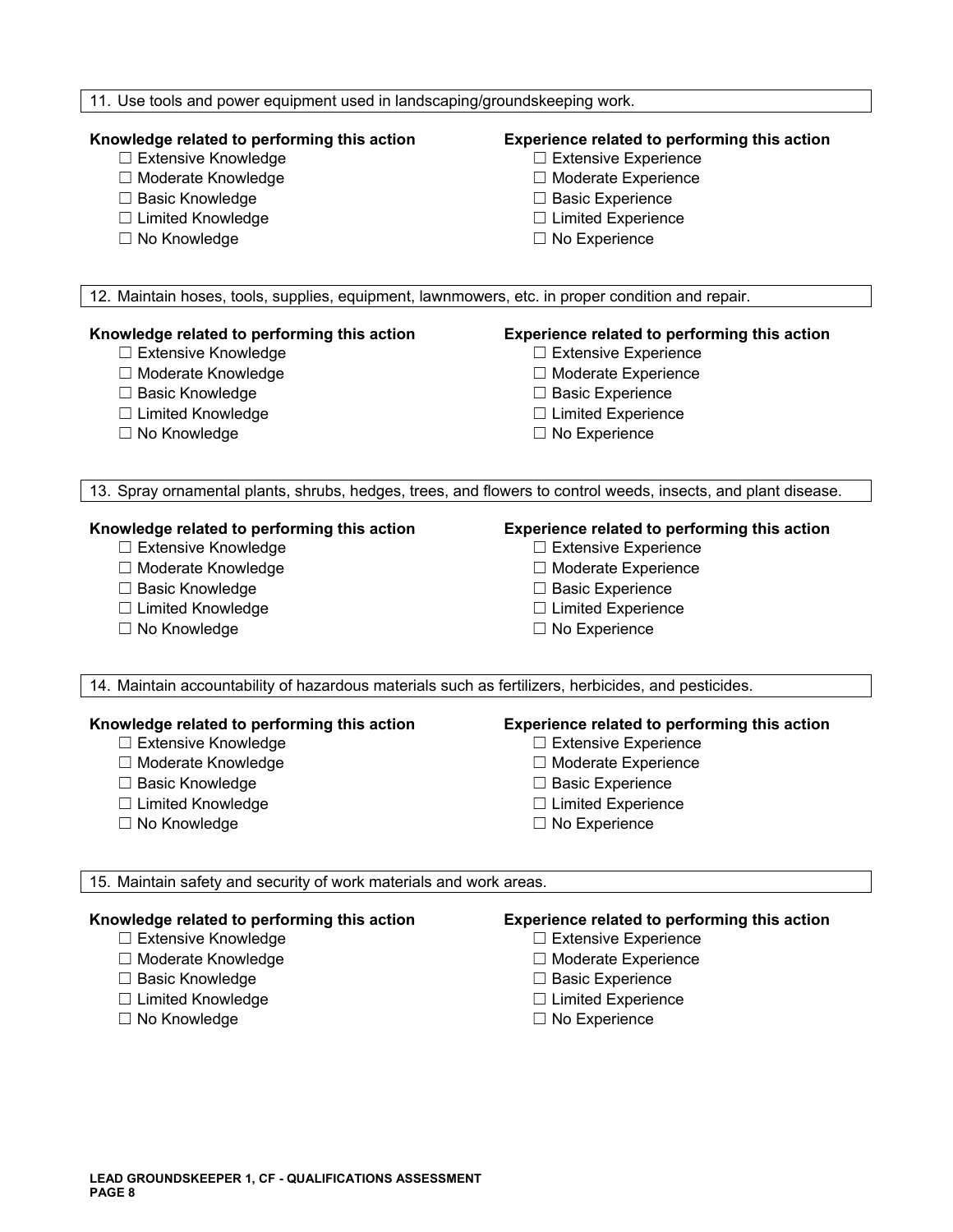11. Use tools and power equipment used in landscaping/groundskeeping work.

**Knowledge related to performing this action**

- ☐ Extensive Knowledge
- ☐ Moderate Knowledge
- ☐ Basic Knowledge
- ☐ Limited Knowledge
- ☐ No Knowledge

**Experience related to performing this action**

- ☐ Extensive Experience
- ☐ Moderate Experience
- ☐ Basic Experience
- ☐ Limited Experience
- ☐ No Experience

12. Maintain hoses, tools, supplies, equipment, lawnmowers, etc. in proper condition and repair.

**Knowledge related to performing this action**

- ☐ Extensive Knowledge
- ☐ Moderate Knowledge
- ☐ Basic Knowledge
- ☐ Limited Knowledge
- ☐ No Knowledge

**Experience related to performing this action**

- ☐ Extensive Experience
- ☐ Moderate Experience
- ☐ Basic Experience
- ☐ Limited Experience
- ☐ No Experience

13. Spray ornamental plants, shrubs, hedges, trees, and flowers to control weeds, insects, and plant disease.

**Knowledge related to performing this action**

- ☐ Extensive Knowledge
- ☐ Moderate Knowledge
- ☐ Basic Knowledge
- ☐ Limited Knowledge
- ☐ No Knowledge

**Experience related to performing this action**

- ☐ Extensive Experience
- ☐ Moderate Experience
- ☐ Basic Experience
- ☐ Limited Experience
- ☐ No Experience

14. Maintain accountability of hazardous materials such as fertilizers, herbicides, and pesticides.

**Knowledge related to performing this action**

- ☐ Extensive Knowledge
- ☐ Moderate Knowledge
- ☐ Basic Knowledge
- ☐ Limited Knowledge
- ☐ No Knowledge

**Experience related to performing this action**

- ☐ Extensive Experience
- ☐ Moderate Experience
- ☐ Basic Experience
- ☐ Limited Experience
- ☐ No Experience

15. Maintain safety and security of work materials and work areas.

**Knowledge related to performing this action**

- ☐ Extensive Knowledge
- ☐ Moderate Knowledge
- ☐ Basic Knowledge
- ☐ Limited Knowledge
- ☐ No Knowledge

**Experience related to performing this action**

- ☐ Extensive Experience
- ☐ Moderate Experience
- ☐ Basic Experience
- ☐ Limited Experience
- ☐ No Experience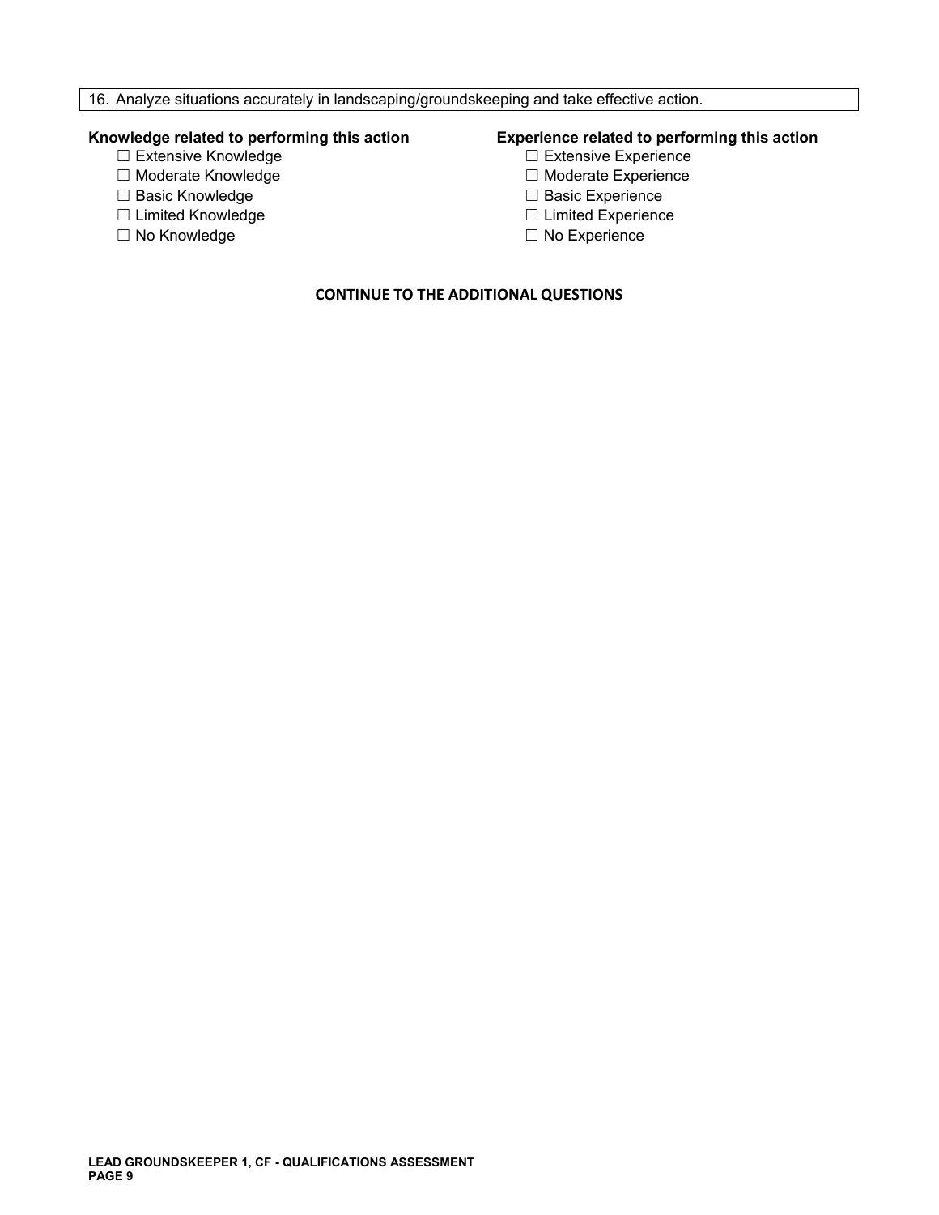16. Analyze situations accurately in landscaping/groundskeeping and take effective action.

**Knowledge related to performing this action**

- ☐ Extensive Knowledge
- ☐ Moderate Knowledge
- ☐ Basic Knowledge
- ☐ Limited Knowledge
- ☐ No Knowledge

**Experience related to performing this action**

- ☐ Extensive Experience
- ☐ Moderate Experience
- ☐ Basic Experience
- ☐ Limited Experience
- ☐ No Experience

**CONTINUE TO THE ADDITIONAL QUESTIONS**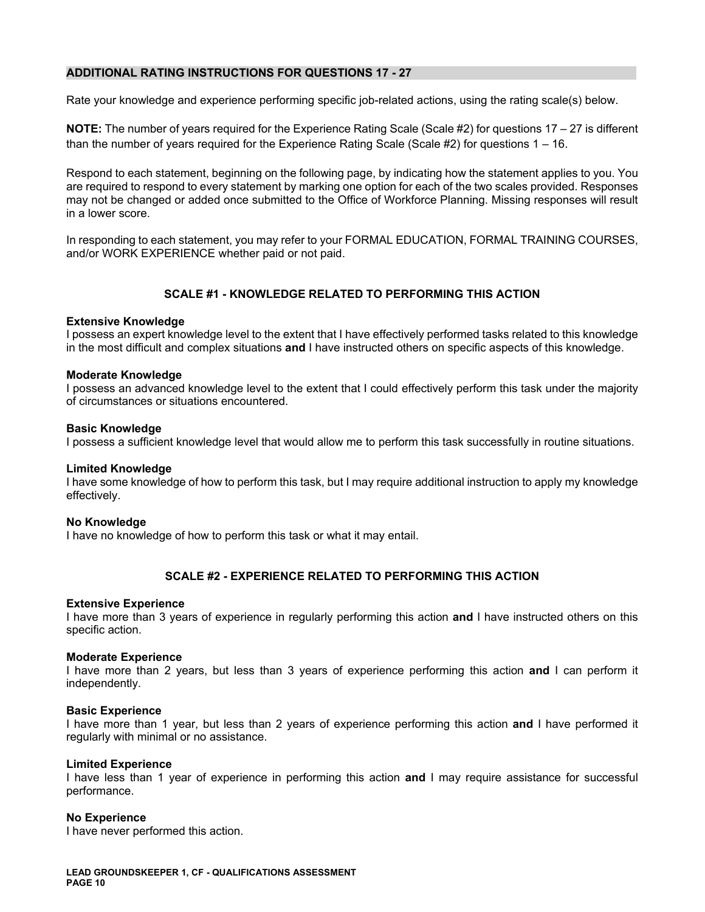## ADDITIONAL RATING INSTRUCTIONS FOR QUESTIONS 17 - 27

Rate your knowledge and experience performing specific job-related actions, using the rating scale(s) below.

**NOTE:** The number of years required for the Experience Rating Scale (Scale #2) for questions 17 – 27 is different than the number of years required for the Experience Rating Scale (Scale #2) for questions 1 – 16.

Respond to each statement, beginning on the following page, by indicating how the statement applies to you. You are required to respond to every statement by marking one option for each of the two scales provided. Responses may not be changed or added once submitted to the Office of Workforce Planning. Missing responses will result in a lower score.

In responding to each statement, you may refer to your FORMAL EDUCATION, FORMAL TRAINING COURSES, and/or WORK EXPERIENCE whether paid or not paid.

### SCALE #1 - KNOWLEDGE RELATED TO PERFORMING THIS ACTION

**Extensive Knowledge**
I possess an expert knowledge level to the extent that I have effectively performed tasks related to this knowledge in the most difficult and complex situations **and** I have instructed others on specific aspects of this knowledge.

**Moderate Knowledge**
I possess an advanced knowledge level to the extent that I could effectively perform this task under the majority of circumstances or situations encountered.

**Basic Knowledge**
I possess a sufficient knowledge level that would allow me to perform this task successfully in routine situations.

**Limited Knowledge**
I have some knowledge of how to perform this task, but I may require additional instruction to apply my knowledge effectively.

**No Knowledge**
I have no knowledge of how to perform this task or what it may entail.

### SCALE #2 - EXPERIENCE RELATED TO PERFORMING THIS ACTION

**Extensive Experience**
I have more than 3 years of experience in regularly performing this action **and** I have instructed others on this specific action.

**Moderate Experience**
I have more than 2 years, but less than 3 years of experience performing this action **and** I can perform it independently.

**Basic Experience**
I have more than 1 year, but less than 2 years of experience performing this action **and** I have performed it regularly with minimal or no assistance.

**Limited Experience**
I have less than 1 year of experience in performing this action **and** I may require assistance for successful performance.

**No Experience**
I have never performed this action.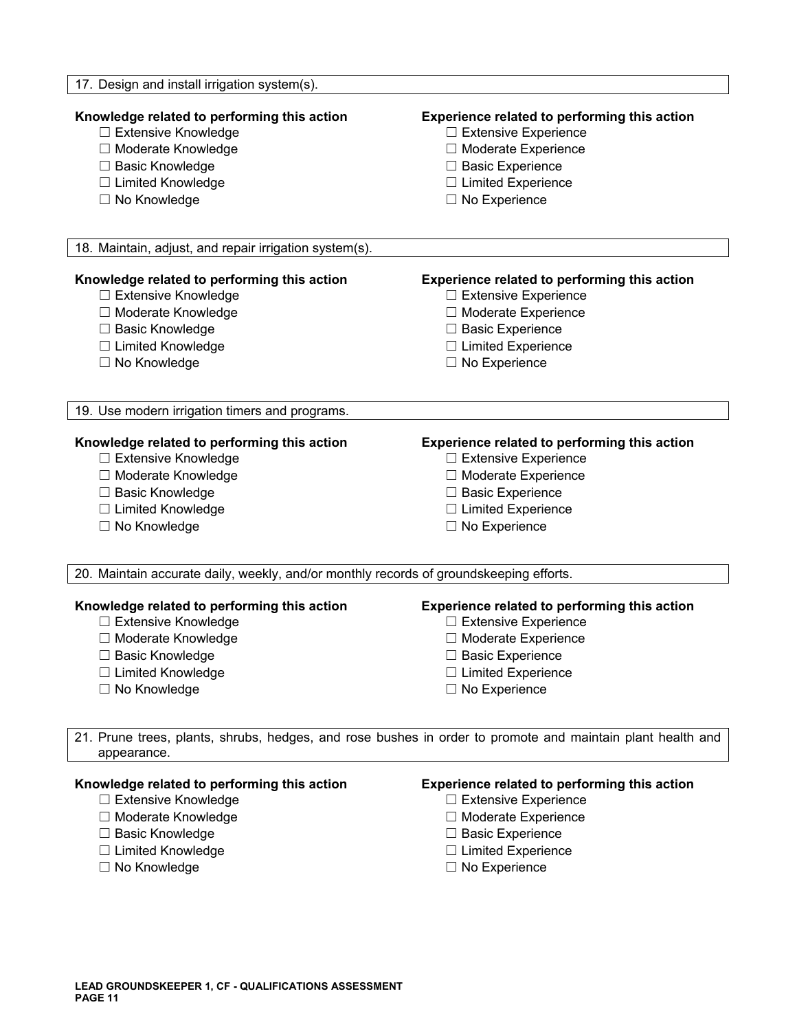17. Design and install irrigation system(s).

**Knowledge related to performing this action**

- ☐ Extensive Knowledge
- ☐ Moderate Knowledge
- ☐ Basic Knowledge
- ☐ Limited Knowledge
- ☐ No Knowledge

**Experience related to performing this action**

- ☐ Extensive Experience
- ☐ Moderate Experience
- ☐ Basic Experience
- ☐ Limited Experience
- ☐ No Experience

18. Maintain, adjust, and repair irrigation system(s).

**Knowledge related to performing this action**

- ☐ Extensive Knowledge
- ☐ Moderate Knowledge
- ☐ Basic Knowledge
- ☐ Limited Knowledge
- ☐ No Knowledge

**Experience related to performing this action**

- ☐ Extensive Experience
- ☐ Moderate Experience
- ☐ Basic Experience
- ☐ Limited Experience
- ☐ No Experience

19. Use modern irrigation timers and programs.

**Knowledge related to performing this action**

- ☐ Extensive Knowledge
- ☐ Moderate Knowledge
- ☐ Basic Knowledge
- ☐ Limited Knowledge
- ☐ No Knowledge

**Experience related to performing this action**

- ☐ Extensive Experience
- ☐ Moderate Experience
- ☐ Basic Experience
- ☐ Limited Experience
- ☐ No Experience

20. Maintain accurate daily, weekly, and/or monthly records of groundskeeping efforts.

**Knowledge related to performing this action**

- ☐ Extensive Knowledge
- ☐ Moderate Knowledge
- ☐ Basic Knowledge
- ☐ Limited Knowledge
- ☐ No Knowledge

**Experience related to performing this action**

- ☐ Extensive Experience
- ☐ Moderate Experience
- ☐ Basic Experience
- ☐ Limited Experience
- ☐ No Experience

21. Prune trees, plants, shrubs, hedges, and rose bushes in order to promote and maintain plant health and appearance.

**Knowledge related to performing this action**

- ☐ Extensive Knowledge
- ☐ Moderate Knowledge
- ☐ Basic Knowledge
- ☐ Limited Knowledge
- ☐ No Knowledge

**Experience related to performing this action**

- ☐ Extensive Experience
- ☐ Moderate Experience
- ☐ Basic Experience
- ☐ Limited Experience
- ☐ No Experience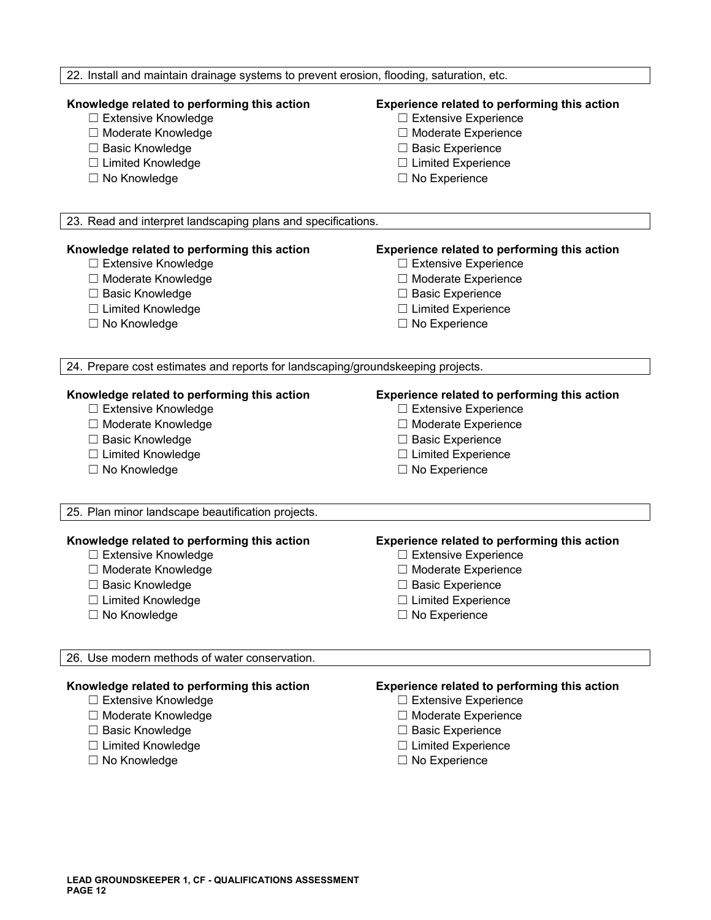22. Install and maintain drainage systems to prevent erosion, flooding, saturation, etc.

**Knowledge related to performing this action**
- ☐ Extensive Knowledge
- ☐ Moderate Knowledge
- ☐ Basic Knowledge
- ☐ Limited Knowledge
- ☐ No Knowledge

**Experience related to performing this action**
- ☐ Extensive Experience
- ☐ Moderate Experience
- ☐ Basic Experience
- ☐ Limited Experience
- ☐ No Experience

23. Read and interpret landscaping plans and specifications.

**Knowledge related to performing this action**
- ☐ Extensive Knowledge
- ☐ Moderate Knowledge
- ☐ Basic Knowledge
- ☐ Limited Knowledge
- ☐ No Knowledge

**Experience related to performing this action**
- ☐ Extensive Experience
- ☐ Moderate Experience
- ☐ Basic Experience
- ☐ Limited Experience
- ☐ No Experience

24. Prepare cost estimates and reports for landscaping/groundskeeping projects.

**Knowledge related to performing this action**
- ☐ Extensive Knowledge
- ☐ Moderate Knowledge
- ☐ Basic Knowledge
- ☐ Limited Knowledge
- ☐ No Knowledge

**Experience related to performing this action**
- ☐ Extensive Experience
- ☐ Moderate Experience
- ☐ Basic Experience
- ☐ Limited Experience
- ☐ No Experience

25. Plan minor landscape beautification projects.

**Knowledge related to performing this action**
- ☐ Extensive Knowledge
- ☐ Moderate Knowledge
- ☐ Basic Knowledge
- ☐ Limited Knowledge
- ☐ No Knowledge

**Experience related to performing this action**
- ☐ Extensive Experience
- ☐ Moderate Experience
- ☐ Basic Experience
- ☐ Limited Experience
- ☐ No Experience

26. Use modern methods of water conservation.

**Knowledge related to performing this action**
- ☐ Extensive Knowledge
- ☐ Moderate Knowledge
- ☐ Basic Knowledge
- ☐ Limited Knowledge
- ☐ No Knowledge

**Experience related to performing this action**
- ☐ Extensive Experience
- ☐ Moderate Experience
- ☐ Basic Experience
- ☐ Limited Experience
- ☐ No Experience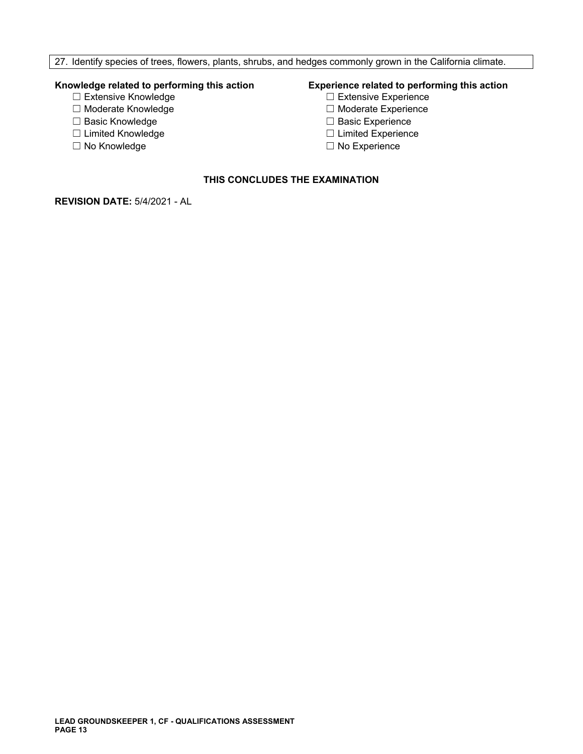27. Identify species of trees, flowers, plants, shrubs, and hedges commonly grown in the California climate.

**Knowledge related to performing this action**

- ☐ Extensive Knowledge
- ☐ Moderate Knowledge
- ☐ Basic Knowledge
- ☐ Limited Knowledge
- ☐ No Knowledge

**Experience related to performing this action**

- ☐ Extensive Experience
- ☐ Moderate Experience
- ☐ Basic Experience
- ☐ Limited Experience
- ☐ No Experience

**THIS CONCLUDES THE EXAMINATION**

**REVISION DATE:** 5/4/2021 - AL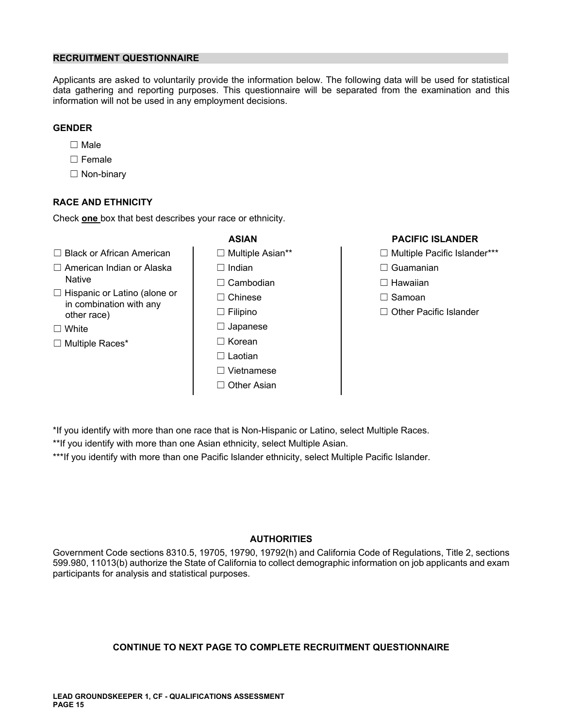## RECRUITMENT QUESTIONNAIRE

Applicants are asked to voluntarily provide the information below. The following data will be used for statistical data gathering and reporting purposes. This questionnaire will be separated from the examination and this information will not be used in any employment decisions.

### GENDER

- ☐ Male
- ☐ Female
- ☐ Non-binary

### RACE AND ETHNICITY

Check **one** box that best describes your race or ethnicity.

- ☐ Black or African American
- ☐ American Indian or Alaska Native
- ☐ Hispanic or Latino (alone or in combination with any other race)
- ☐ White
- ☐ Multiple Races*

**ASIAN**

- ☐ Multiple Asian**
- ☐ Indian
- ☐ Cambodian
- ☐ Chinese
- ☐ Filipino
- ☐ Japanese
- ☐ Korean
- ☐ Laotian
- ☐ Vietnamese
- ☐ Other Asian

**PACIFIC ISLANDER**

- ☐ Multiple Pacific Islander***
- ☐ Guamanian
- ☐ Hawaiian
- ☐ Samoan
- ☐ Other Pacific Islander

*If you identify with more than one race that is Non-Hispanic or Latino, select Multiple Races.

**If you identify with more than one Asian ethnicity, select Multiple Asian.

***If you identify with more than one Pacific Islander ethnicity, select Multiple Pacific Islander.

### AUTHORITIES

Government Code sections 8310.5, 19705, 19790, 19792(h) and California Code of Regulations, Title 2, sections 599.980, 11013(b) authorize the State of California to collect demographic information on job applicants and exam participants for analysis and statistical purposes.

**CONTINUE TO NEXT PAGE TO COMPLETE RECRUITMENT QUESTIONNAIRE**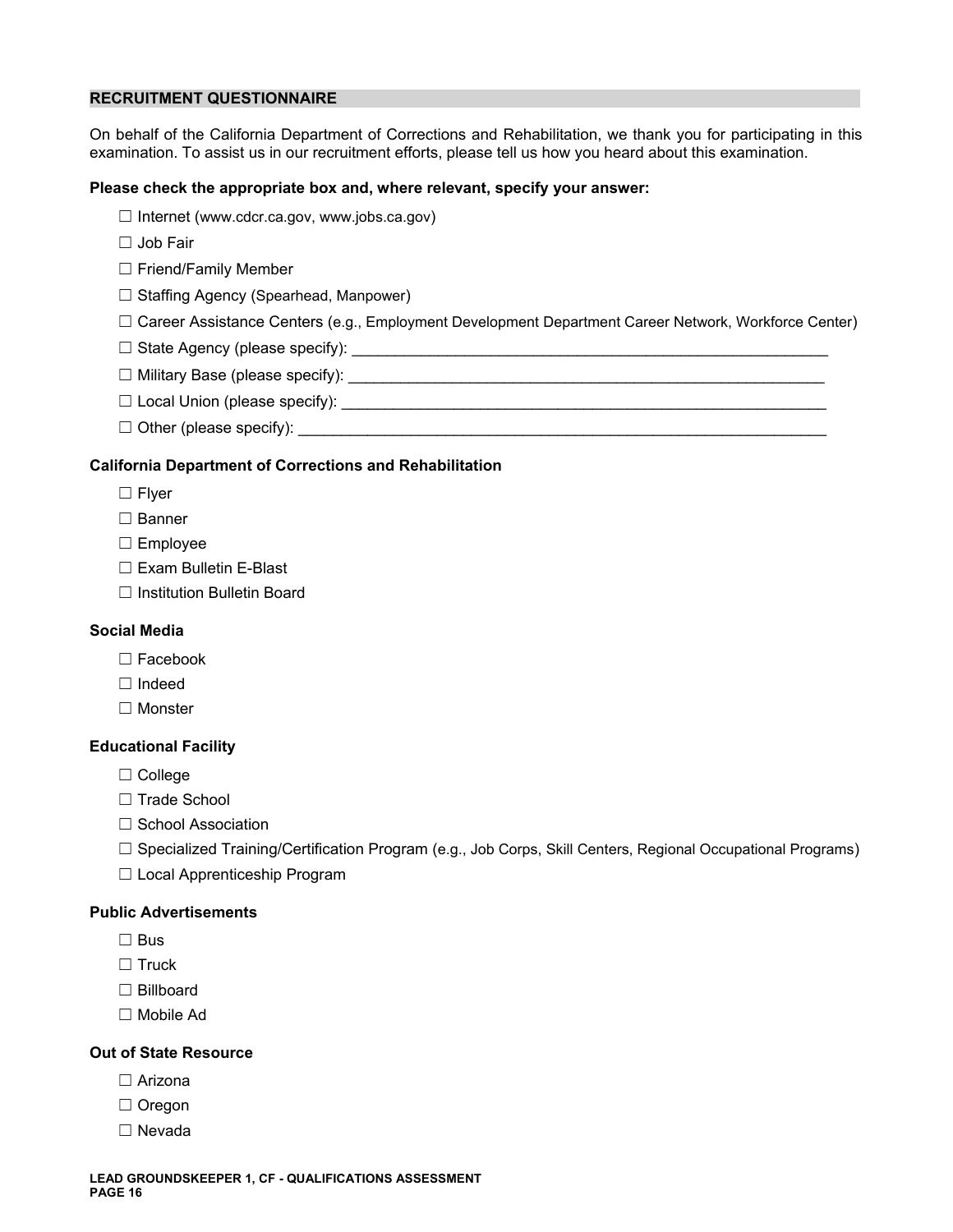## RECRUITMENT QUESTIONNAIRE

On behalf of the California Department of Corrections and Rehabilitation, we thank you for participating in this examination. To assist us in our recruitment efforts, please tell us how you heard about this examination.

**Please check the appropriate box and, where relevant, specify your answer:**

- ☐ Internet (www.cdcr.ca.gov, www.jobs.ca.gov)
- ☐ Job Fair
- ☐ Friend/Family Member
- ☐ Staffing Agency (Spearhead, Manpower)
- ☐ Career Assistance Centers (e.g., Employment Development Department Career Network, Workforce Center)
- ☐ State Agency (please specify): ___________________________________________________________
- ☐ Military Base (please specify): ___________________________________________________________
- ☐ Local Union (please specify): ___________________________________________________________
- ☐ Other (please specify): _________________________________________________________________

**California Department of Corrections and Rehabilitation**

- ☐ Flyer
- ☐ Banner
- ☐ Employee
- ☐ Exam Bulletin E-Blast
- ☐ Institution Bulletin Board

**Social Media**

- ☐ Facebook
- ☐ Indeed
- ☐ Monster

**Educational Facility**

- ☐ College
- ☐ Trade School
- ☐ School Association
- ☐ Specialized Training/Certification Program (e.g., Job Corps, Skill Centers, Regional Occupational Programs)
- ☐ Local Apprenticeship Program

**Public Advertisements**

- ☐ Bus
- ☐ Truck
- ☐ Billboard
- ☐ Mobile Ad

**Out of State Resource**

- ☐ Arizona
- ☐ Oregon
- ☐ Nevada